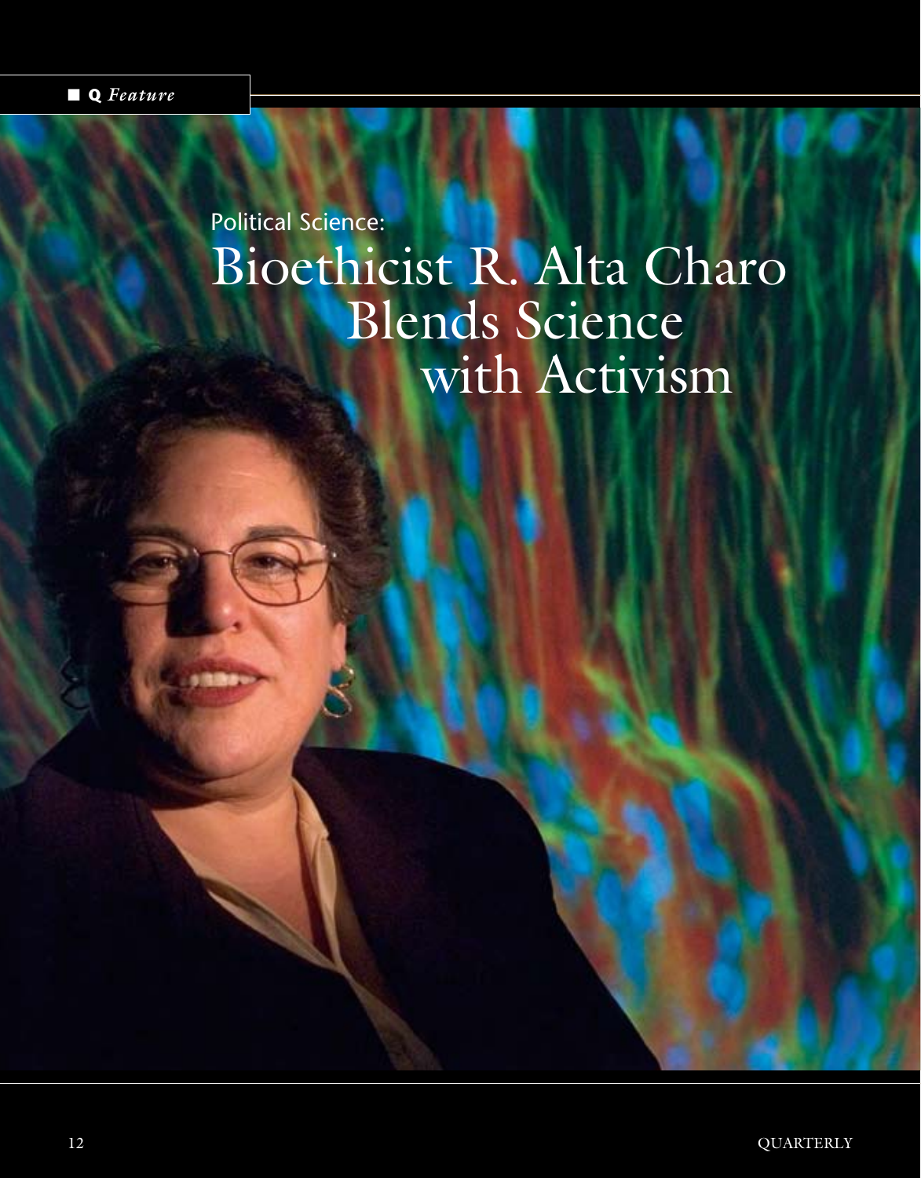Q *Feature*

Political Science:

# Bioethicist R. Alta Charo Blends Science with Activism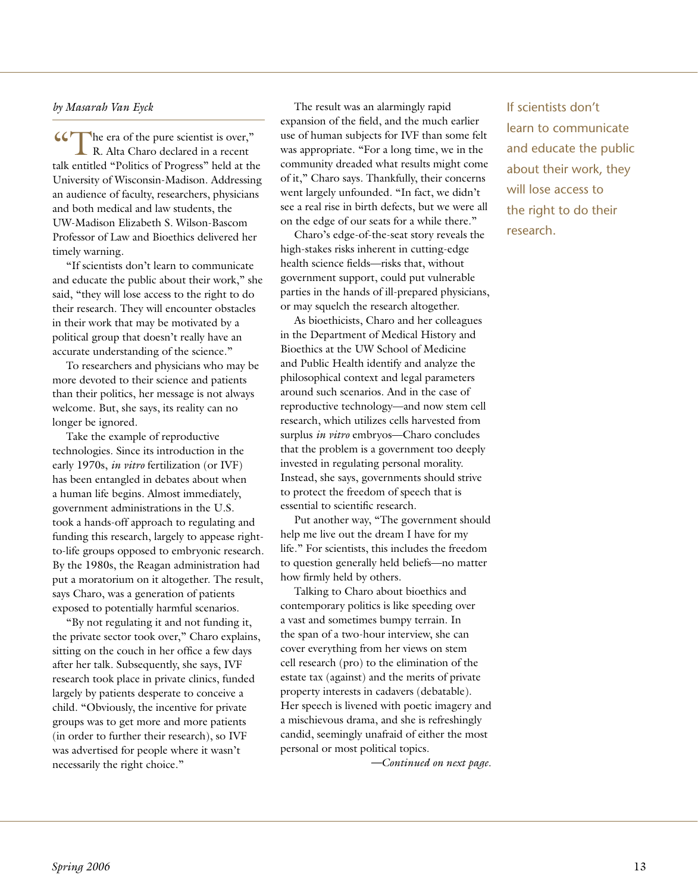*by Masarah Van Eyck*

"The era of the pure scientist is over," R. Alta Charo declared in a recent talk entitled "Politics of Progress" held at the University of Wisconsin-Madison. Addressing an audience of faculty, researchers, physicians and both medical and law students, the UW-Madison Elizabeth S. Wilson-Bascom Professor of Law and Bioethics delivered her timely warning.

"If scientists don't learn to communicate and educate the public about their work," she said, "they will lose access to the right to do their research. They will encounter obstacles in their work that may be motivated by a political group that doesn't really have an accurate understanding of the science."

To researchers and physicians who may be more devoted to their science and patients than their politics, her message is not always welcome. But, she says, its reality can no longer be ignored.

Take the example of reproductive technologies. Since its introduction in the early 1970s, *in vitro* fertilization (or IVF) has been entangled in debates about when a human life begins. Almost immediately, government administrations in the U.S. took a hands-off approach to regulating and funding this research, largely to appease right-to-life groups opposed to embryonic research. By the 1980s, the Reagan administration had put a moratorium on it altogether. The result, says Charo, was a generation of patients exposed to potentially harmful scenarios.

"By not regulating it and not funding it, the private sector took over," Charo explains, sitting on the couch in her office a few days after her talk. Subsequently, she says, IVF research took place in private clinics, funded largely by patients desperate to conceive a child. "Obviously, the incentive for private groups was to get more and more patients (in order to further their research), so IVF was advertised for people where it wasn't necessarily the right choice."

The result was an alarmingly rapid expansion of the field, and the much earlier use of human subjects for IVF than some felt was appropriate. "For a long time, we in the community dreaded what results might come of it," Charo says. Thankfully, their concerns went largely unfounded. "In fact, we didn't see a real rise in birth defects, but we were all on the edge of our seats for a while there."

Charo's edge-of-the-seat story reveals the high-stakes risks inherent in cutting-edge health science fields—risks that, without government support, could put vulnerable parties in the hands of ill-prepared physicians, or may squelch the research altogether.

As bioethicists, Charo and her colleagues in the Department of Medical History and Bioethics at the UW School of Medicine and Public Health identify and analyze the philosophical context and legal parameters around such scenarios. And in the case of reproductive technology—and now stem cell research, which utilizes cells harvested from surplus *in vitro* embryos—Charo concludes that the problem is a government too deeply invested in regulating personal morality. Instead, she says, governments should strive to protect the freedom of speech that is essential to scientific research.

Put another way, "The government should help me live out the dream I have for my life." For scientists, this includes the freedom to question generally held beliefs—no matter how firmly held by others.

Talking to Charo about bioethics and contemporary politics is like speeding over a vast and sometimes bumpy terrain. In the span of a two-hour interview, she can cover everything from her views on stem cell research (pro) to the elimination of the estate tax (against) and the merits of private property interests in cadavers (debatable). Her speech is livened with poetic imagery and a mischievous drama, and she is refreshingly candid, seemingly unafraid of either the most personal or most political topics.

*—Continued on next page.*

If scientists don't learn to communicate and educate the public about their work, they will lose access to the right to do their research.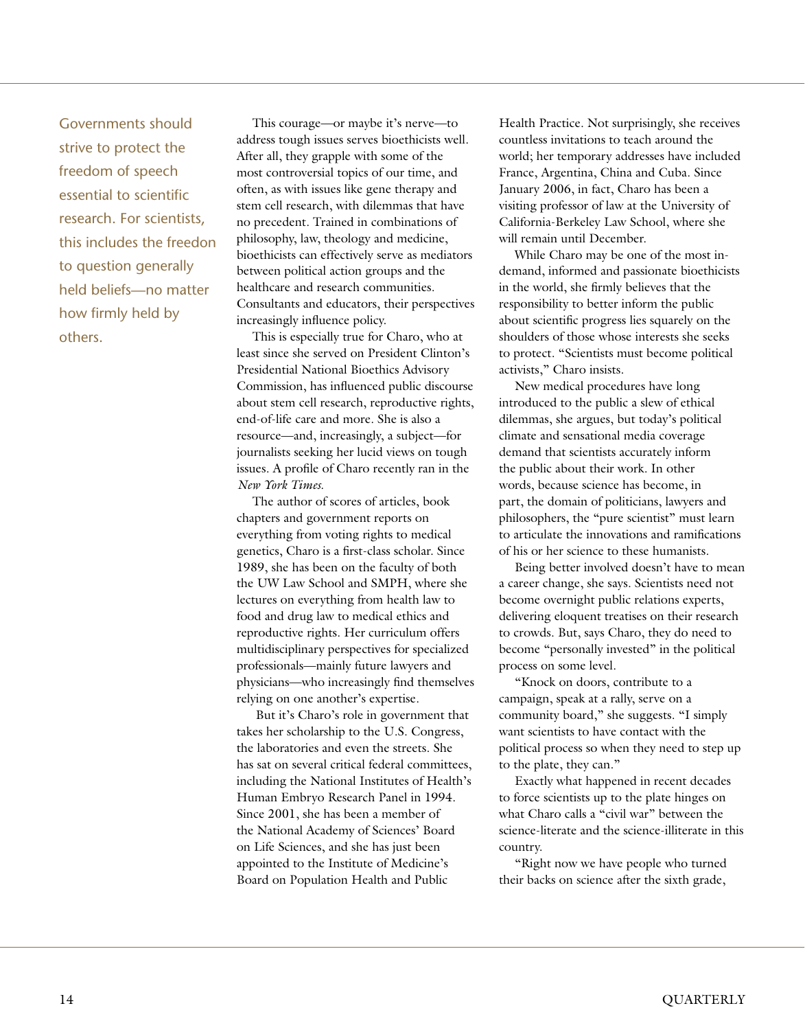> Governments should strive to protect the freedom of speech essential to scientific research. For scientists, this includes the freedom to question generally held beliefs—no matter how firmly held by others.

This courage—or maybe it's nerve—to address tough issues serves bioethicists well. After all, they grapple with some of the most controversial topics of our time, and often, as with issues like gene therapy and stem cell research, with dilemmas that have no precedent. Trained in combinations of philosophy, law, theology and medicine, bioethicists can effectively serve as mediators between political action groups and the healthcare and research communities. Consultants and educators, their perspectives increasingly influence policy.

This is especially true for Charo, who at least since she served on President Clinton's Presidential National Bioethics Advisory Commission, has influenced public discourse about stem cell research, reproductive rights, end-of-life care and more. She is also a resource—and, increasingly, a subject—for journalists seeking her lucid views on tough issues. A profile of Charo recently ran in the *New York Times.*

The author of scores of articles, book chapters and government reports on everything from voting rights to medical genetics, Charo is a first-class scholar. Since 1989, she has been on the faculty of both the UW Law School and SMPH, where she lectures on everything from health law to food and drug law to medical ethics and reproductive rights. Her curriculum offers multidisciplinary perspectives for specialized professionals—mainly future lawyers and physicians—who increasingly find themselves relying on one another's expertise.

But it's Charo's role in government that takes her scholarship to the U.S. Congress, the laboratories and even the streets. She has sat on several critical federal committees, including the National Institutes of Health's Human Embryo Research Panel in 1994. Since 2001, she has been a member of the National Academy of Sciences' Board on Life Sciences, and she has just been appointed to the Institute of Medicine's Board on Population Health and Public Health Practice. Not surprisingly, she receives countless invitations to teach around the world; her temporary addresses have included France, Argentina, China and Cuba. Since January 2006, in fact, Charo has been a visiting professor of law at the University of California-Berkeley Law School, where she will remain until December.

While Charo may be one of the most in-demand, informed and passionate bioethicists in the world, she firmly believes that the responsibility to better inform the public about scientific progress lies squarely on the shoulders of those whose interests she seeks to protect. "Scientists must become political activists," Charo insists.

New medical procedures have long introduced to the public a slew of ethical dilemmas, she argues, but today's political climate and sensational media coverage demand that scientists accurately inform the public about their work. In other words, because science has become, in part, the domain of politicians, lawyers and philosophers, the "pure scientist" must learn to articulate the innovations and ramifications of his or her science to these humanists.

Being better involved doesn't have to mean a career change, she says. Scientists need not become overnight public relations experts, delivering eloquent treatises on their research to crowds. But, says Charo, they do need to become "personally invested" in the political process on some level.

"Knock on doors, contribute to a campaign, speak at a rally, serve on a community board," she suggests. "I simply want scientists to have contact with the political process so when they need to step up to the plate, they can."

Exactly what happened in recent decades to force scientists up to the plate hinges on what Charo calls a "civil war" between the science-literate and the science-illiterate in this country.

"Right now we have people who turned their backs on science after the sixth grade,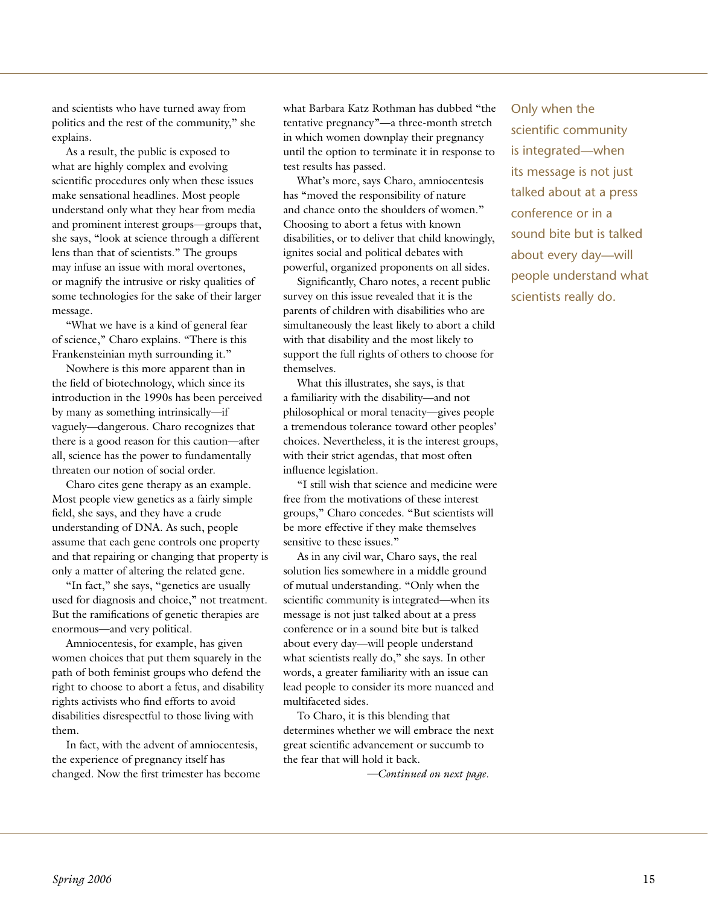and scientists who have turned away from politics and the rest of the community," she explains.

As a result, the public is exposed to what are highly complex and evolving scientific procedures only when these issues make sensational headlines. Most people understand only what they hear from media and prominent interest groups—groups that, she says, "look at science through a different lens than that of scientists." The groups may infuse an issue with moral overtones, or magnify the intrusive or risky qualities of some technologies for the sake of their larger message.

"What we have is a kind of general fear of science," Charo explains. "There is this Frankensteinian myth surrounding it."

Nowhere is this more apparent than in the field of biotechnology, which since its introduction in the 1990s has been perceived by many as something intrinsically—if vaguely—dangerous. Charo recognizes that there is a good reason for this caution—after all, science has the power to fundamentally threaten our notion of social order.

Charo cites gene therapy as an example. Most people view genetics as a fairly simple field, she says, and they have a crude understanding of DNA. As such, people assume that each gene controls one property and that repairing or changing that property is only a matter of altering the related gene.

"In fact," she says, "genetics are usually used for diagnosis and choice," not treatment. But the ramifications of genetic therapies are enormous—and very political.

Amniocentesis, for example, has given women choices that put them squarely in the path of both feminist groups who defend the right to choose to abort a fetus, and disability rights activists who find efforts to avoid disabilities disrespectful to those living with them.

In fact, with the advent of amniocentesis, the experience of pregnancy itself has changed. Now the first trimester has become what Barbara Katz Rothman has dubbed "the tentative pregnancy"—a three-month stretch in which women downplay their pregnancy until the option to terminate it in response to test results has passed.

What's more, says Charo, amniocentesis has "moved the responsibility of nature and chance onto the shoulders of women." Choosing to abort a fetus with known disabilities, or to deliver that child knowingly, ignites social and political debates with powerful, organized proponents on all sides.

Significantly, Charo notes, a recent public survey on this issue revealed that it is the parents of children with disabilities who are simultaneously the least likely to abort a child with that disability and the most likely to support the full rights of others to choose for themselves.

What this illustrates, she says, is that a familiarity with the disability—and not philosophical or moral tenacity—gives people a tremendous tolerance toward other peoples' choices. Nevertheless, it is the interest groups, with their strict agendas, that most often influence legislation.

"I still wish that science and medicine were free from the motivations of these interest groups," Charo concedes. "But scientists will be more effective if they make themselves sensitive to these issues."

As in any civil war, Charo says, the real solution lies somewhere in a middle ground of mutual understanding. "Only when the scientific community is integrated—when its message is not just talked about at a press conference or in a sound bite but is talked about every day—will people understand what scientists really do," she says. In other words, a greater familiarity with an issue can lead people to consider its more nuanced and multifaceted sides.

To Charo, it is this blending that determines whether we will embrace the next great scientific advancement or succumb to the fear that will hold it back.

*—Continued on next page.*

> Only when the scientific community is integrated—when its message is not just talked about at a press conference or in a sound bite but is talked about every day—will people understand what scientists really do.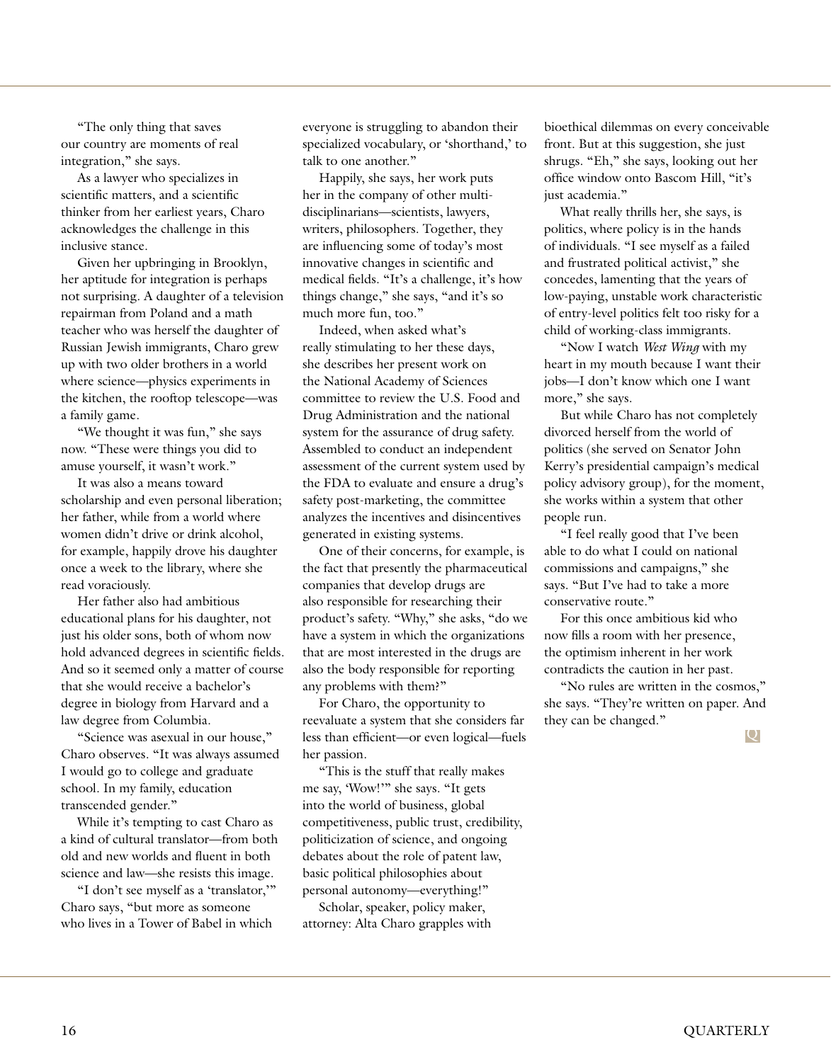"The only thing that saves our country are moments of real integration," she says.

As a lawyer who specializes in scientific matters, and a scientific thinker from her earliest years, Charo acknowledges the challenge in this inclusive stance.

Given her upbringing in Brooklyn, her aptitude for integration is perhaps not surprising. A daughter of a television repairman from Poland and a math teacher who was herself the daughter of Russian Jewish immigrants, Charo grew up with two older brothers in a world where science—physics experiments in the kitchen, the rooftop telescope—was a family game.

"We thought it was fun," she says now. "These were things you did to amuse yourself, it wasn't work."

It was also a means toward scholarship and even personal liberation; her father, while from a world where women didn't drive or drink alcohol, for example, happily drove his daughter once a week to the library, where she read voraciously.

Her father also had ambitious educational plans for his daughter, not just his older sons, both of whom now hold advanced degrees in scientific fields. And so it seemed only a matter of course that she would receive a bachelor's degree in biology from Harvard and a law degree from Columbia.

"Science was asexual in our house," Charo observes. "It was always assumed I would go to college and graduate school. In my family, education transcended gender."

While it's tempting to cast Charo as a kind of cultural translator—from both old and new worlds and fluent in both science and law—she resists this image.

"I don't see myself as a 'translator,'" Charo says, "but more as someone who lives in a Tower of Babel in which everyone is struggling to abandon their specialized vocabulary, or 'shorthand,' to talk to one another."

Happily, she says, her work puts her in the company of other multi-disciplinarians—scientists, lawyers, writers, philosophers. Together, they are influencing some of today's most innovative changes in scientific and medical fields. "It's a challenge, it's how things change," she says, "and it's so much more fun, too."

Indeed, when asked what's really stimulating to her these days, she describes her present work on the National Academy of Sciences committee to review the U.S. Food and Drug Administration and the national system for the assurance of drug safety. Assembled to conduct an independent assessment of the current system used by the FDA to evaluate and ensure a drug's safety post-marketing, the committee analyzes the incentives and disincentives generated in existing systems.

One of their concerns, for example, is the fact that presently the pharmaceutical companies that develop drugs are also responsible for researching their product's safety. "Why," she asks, "do we have a system in which the organizations that are most interested in the drugs are also the body responsible for reporting any problems with them?"

For Charo, the opportunity to reevaluate a system that she considers far less than efficient—or even logical—fuels her passion.

"This is the stuff that really makes me say, 'Wow!'" she says. "It gets into the world of business, global competitiveness, public trust, credibility, politicization of science, and ongoing debates about the role of patent law, basic political philosophies about personal autonomy—everything!"

Scholar, speaker, policy maker, attorney: Alta Charo grapples with bioethical dilemmas on every conceivable front. But at this suggestion, she just shrugs. "Eh," she says, looking out her office window onto Bascom Hill, "it's just academia."

What really thrills her, she says, is politics, where policy is in the hands of individuals. "I see myself as a failed and frustrated political activist," she concedes, lamenting that the years of low-paying, unstable work characteristic of entry-level politics felt too risky for a child of working-class immigrants.

"Now I watch *West Wing* with my heart in my mouth because I want their jobs—I don't know which one I want more," she says.

But while Charo has not completely divorced herself from the world of politics (she served on Senator John Kerry's presidential campaign's medical policy advisory group), for the moment, she works within a system that other people run.

"I feel really good that I've been able to do what I could on national commissions and campaigns," she says. "But I've had to take a more conservative route."

For this once ambitious kid who now fills a room with her presence, the optimism inherent in her work contradicts the caution in her past.

"No rules are written in the cosmos," she says. "They're written on paper. And they can be changed."